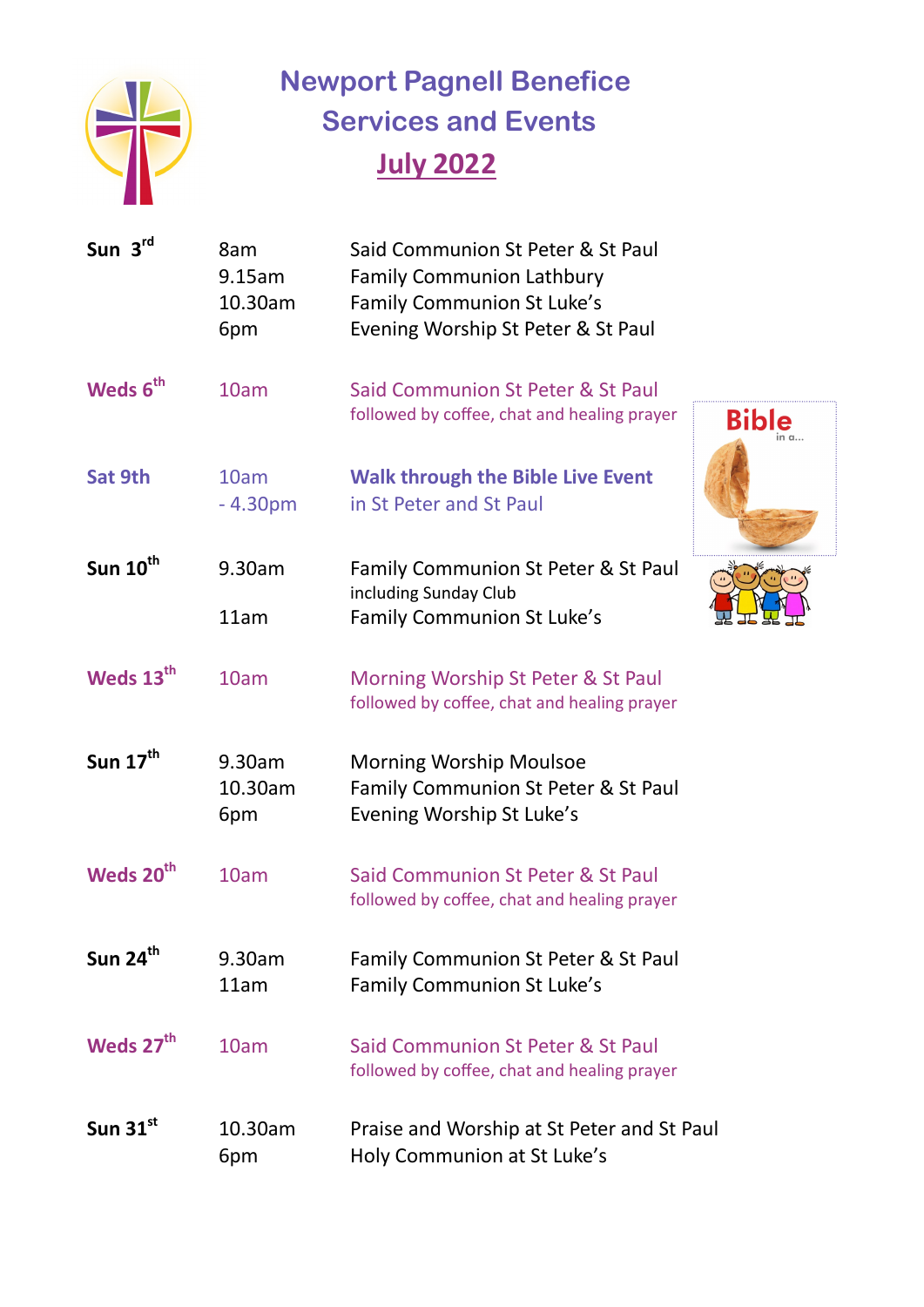# Newport Pagnell Benefice
# Services and Events
## July 2022

| | | |
|---|---|---|
| **Sun 3rd** | 8am<br>9.15am<br>10.30am<br>6pm | Said Communion St Peter & St Paul<br>Family Communion Lathbury<br>Family Communion St Luke's<br>Evening Worship St Peter & St Paul |
| **Weds 6th** | 10am | Said Communion St Peter & St Paul<br>followed by coffee, chat and healing prayer |
| **Sat 9th** | 10am<br>- 4.30pm | **Walk through the Bible Live Event**<br>in St Peter and St Paul |
| **Sun 10th** | 9.30am<br><br>11am | Family Communion St Peter & St Paul<br>including Sunday Club<br>Family Communion St Luke's |
| **Weds 13th** | 10am | Morning Worship St Peter & St Paul<br>followed by coffee, chat and healing prayer |
| **Sun 17th** | 9.30am<br>10.30am<br>6pm | Morning Worship Moulsoe<br>Family Communion St Peter & St Paul<br>Evening Worship St Luke's |
| **Weds 20th** | 10am | Said Communion St Peter & St Paul<br>followed by coffee, chat and healing prayer |
| **Sun 24th** | 9.30am<br>11am | Family Communion St Peter & St Paul<br>Family Communion St Luke's |
| **Weds 27th** | 10am | Said Communion St Peter & St Paul<br>followed by coffee, chat and healing prayer |
| **Sun 31st** | 10.30am<br>6pm | Praise and Worship at St Peter and St Paul<br>Holy Communion at St Luke's |

Bible in a...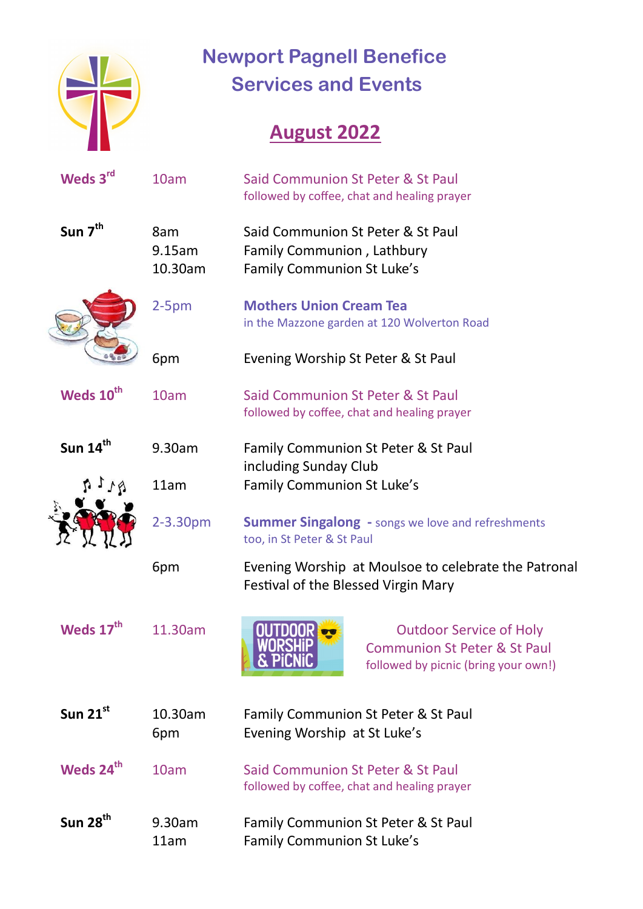# Newport Pagnell Benefice Services and Events

## August 2022

| Date | Time | Event |
|---|---|---|
| Weds 3rd | 10am | Said Communion St Peter & St Paul followed by coffee, chat and healing prayer |
| Sun 7th | 8am | Said Communion St Peter & St Paul |
| | 9.15am | Family Communion , Lathbury |
| | 10.30am | Family Communion St Luke's |
| | 2-5pm | **Mothers Union Cream Tea** in the Mazzone garden at 120 Wolverton Road |
| | 6pm | Evening Worship St Peter & St Paul |
| Weds 10th | 10am | Said Communion St Peter & St Paul followed by coffee, chat and healing prayer |
| Sun 14th | 9.30am | Family Communion St Peter & St Paul including Sunday Club |
| | 11am | Family Communion St Luke's |
| | 2-3.30pm | **Summer Singalong** - songs we love and refreshments too, in St Peter & St Paul |
| | 6pm | Evening Worship at Moulsoe to celebrate the Patronal Festival of the Blessed Virgin Mary |
| Weds 17th | 11.30am | OUTDOOR WORSHIP & PICNIC — Outdoor Service of Holy Communion St Peter & St Paul followed by picnic (bring your own!) |
| Sun 21st | 10.30am | Family Communion St Peter & St Paul |
| | 6pm | Evening Worship at St Luke's |
| Weds 24th | 10am | Said Communion St Peter & St Paul followed by coffee, chat and healing prayer |
| Sun 28th | 9.30am | Family Communion St Peter & St Paul |
| | 11am | Family Communion St Luke's |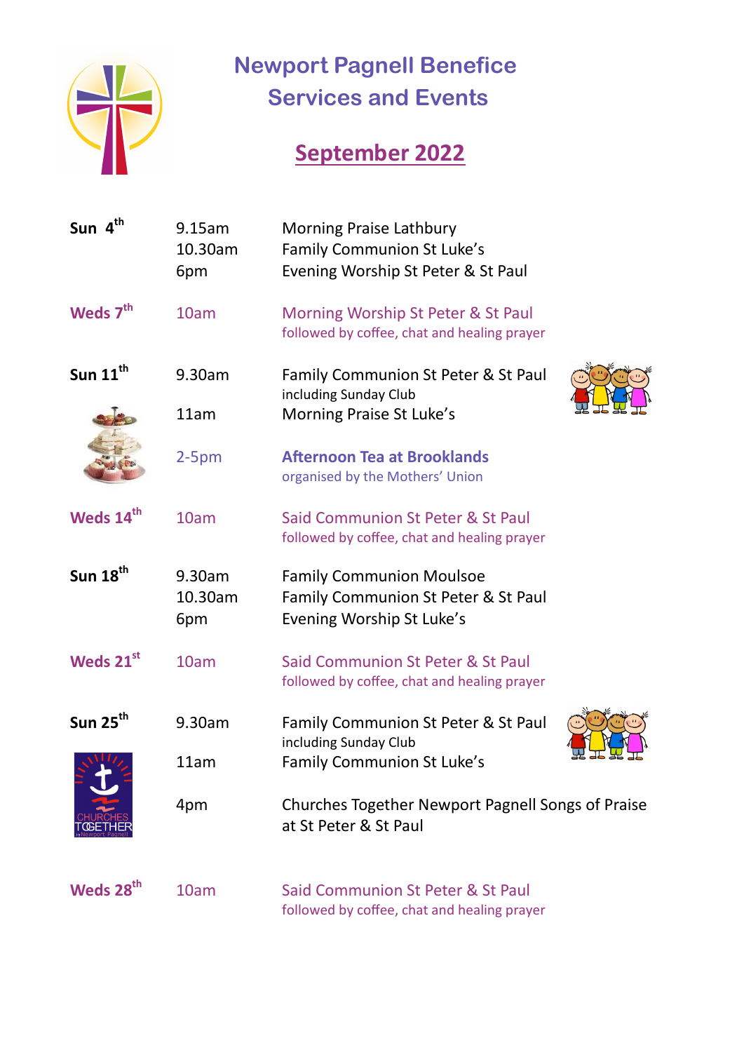# Newport Pagnell Benefice Services and Events

## September 2022

| | | |
|---|---|---|
| **Sun 4th** | 9.15am | Morning Praise Lathbury |
| | 10.30am | Family Communion St Luke's |
| | 6pm | Evening Worship St Peter & St Paul |
| **Weds 7th** | 10am | Morning Worship St Peter & St Paul<br>followed by coffee, chat and healing prayer |
| **Sun 11th** | 9.30am | Family Communion St Peter & St Paul<br>including Sunday Club |
| | 11am | Morning Praise St Luke's |
| | 2-5pm | **Afternoon Tea at Brooklands**<br>organised by the Mothers' Union |
| **Weds 14th** | 10am | Said Communion St Peter & St Paul<br>followed by coffee, chat and healing prayer |
| **Sun 18th** | 9.30am | Family Communion Moulsoe |
| | 10.30am | Family Communion St Peter & St Paul |
| | 6pm | Evening Worship St Luke's |
| **Weds 21st** | 10am | Said Communion St Peter & St Paul<br>followed by coffee, chat and healing prayer |
| **Sun 25th** | 9.30am | Family Communion St Peter & St Paul<br>including Sunday Club |
| | 11am | Family Communion St Luke's |
| | 4pm | Churches Together Newport Pagnell Songs of Praise at St Peter & St Paul |
| **Weds 28th** | 10am | Said Communion St Peter & St Paul<br>followed by coffee, chat and healing prayer |